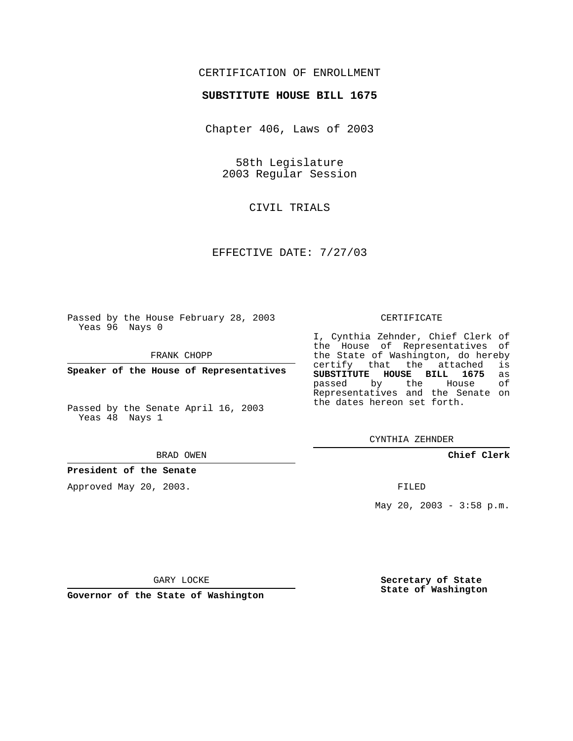CERTIFICATION OF ENROLLMENT

**SUBSTITUTE HOUSE BILL 1675**

Chapter 406, Laws of 2003

58th Legislature
2003 Regular Session

CIVIL TRIALS

EFFECTIVE DATE: 7/27/03

Passed by the House February 28, 2003
Yeas 96 Nays 0

FRANK CHOPP

**Speaker of the House of Representatives**

Passed by the Senate April 16, 2003
Yeas 48 Nays 1

BRAD OWEN

**President of the Senate**

Approved May 20, 2003.

GARY LOCKE

**Governor of the State of Washington**

CERTIFICATE

I, Cynthia Zehnder, Chief Clerk of the House of Representatives of the State of Washington, do hereby certify that the attached is **SUBSTITUTE HOUSE BILL 1675** as passed by the House of Representatives and the Senate on the dates hereon set forth.

CYNTHIA ZEHNDER

**Chief Clerk**

FILED

May 20, 2003 - 3:58 p.m.

**Secretary of State**
**State of Washington**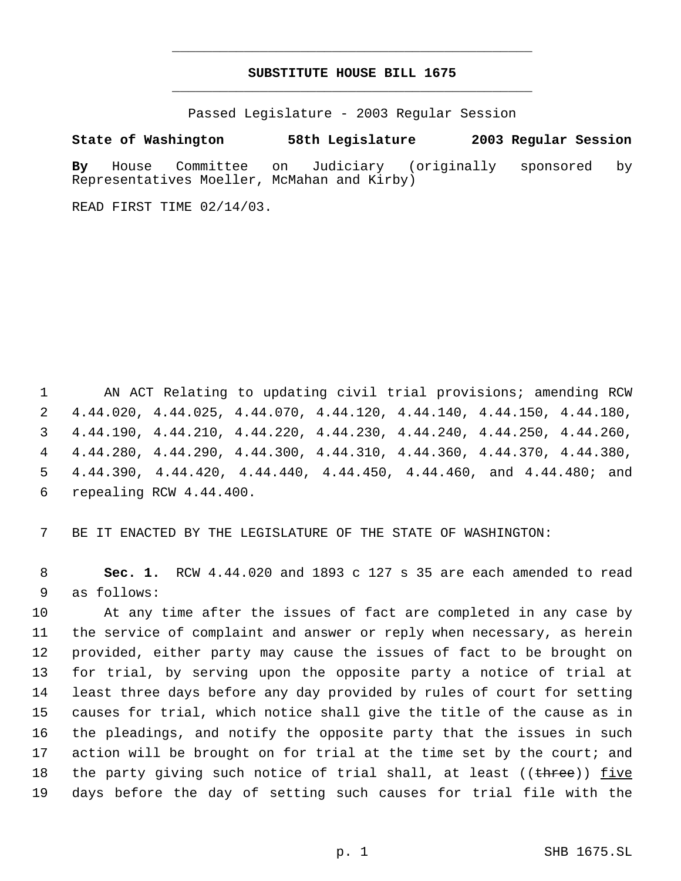**SUBSTITUTE HOUSE BILL 1675**

Passed Legislature - 2003 Regular Session

**State of Washington 58th Legislature 2003 Regular Session**

**By** House Committee on Judiciary (originally sponsored by Representatives Moeller, McMahan and Kirby)

READ FIRST TIME 02/14/03.

AN ACT Relating to updating civil trial provisions; amending RCW 4.44.020, 4.44.025, 4.44.070, 4.44.120, 4.44.140, 4.44.150, 4.44.180, 4.44.190, 4.44.210, 4.44.220, 4.44.230, 4.44.240, 4.44.250, 4.44.260, 4.44.280, 4.44.290, 4.44.300, 4.44.310, 4.44.360, 4.44.370, 4.44.380, 4.44.390, 4.44.420, 4.44.440, 4.44.450, 4.44.460, and 4.44.480; and repealing RCW 4.44.400.

BE IT ENACTED BY THE LEGISLATURE OF THE STATE OF WASHINGTON:

**Sec. 1.** RCW 4.44.020 and 1893 c 127 s 35 are each amended to read as follows:

At any time after the issues of fact are completed in any case by the service of complaint and answer or reply when necessary, as herein provided, either party may cause the issues of fact to be brought on for trial, by serving upon the opposite party a notice of trial at least three days before any day provided by rules of court for setting causes for trial, which notice shall give the title of the cause as in the pleadings, and notify the opposite party that the issues in such action will be brought on for trial at the time set by the court; and the party giving such notice of trial shall, at least ((~~three~~)) <u>five</u> days before the day of setting such causes for trial file with the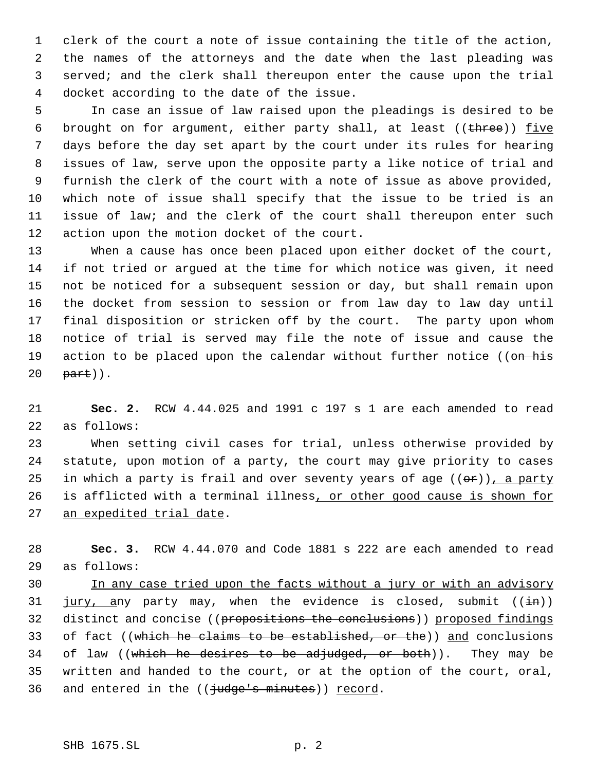clerk of the court a note of issue containing the title of the action, the names of the attorneys and the date when the last pleading was served; and the clerk shall thereupon enter the cause upon the trial docket according to the date of the issue.

In case an issue of law raised upon the pleadings is desired to be brought on for argument, either party shall, at least ((~~three~~)) <u>five</u> days before the day set apart by the court under its rules for hearing issues of law, serve upon the opposite party a like notice of trial and furnish the clerk of the court with a note of issue as above provided, which note of issue shall specify that the issue to be tried is an issue of law; and the clerk of the court shall thereupon enter such action upon the motion docket of the court.

When a cause has once been placed upon either docket of the court, if not tried or argued at the time for which notice was given, it need not be noticed for a subsequent session or day, but shall remain upon the docket from session to session or from law day to law day until final disposition or stricken off by the court. The party upon whom notice of trial is served may file the note of issue and cause the action to be placed upon the calendar without further notice ((~~on his part~~)).

**Sec. 2.** RCW 4.44.025 and 1991 c 197 s 1 are each amended to read as follows:

When setting civil cases for trial, unless otherwise provided by statute, upon motion of a party, the court may give priority to cases in which a party is frail and over seventy years of age ((~~or~~))<u>, a party</u> is afflicted with a terminal illness<u>, or other good cause is shown for an expedited trial date</u>.

**Sec. 3.** RCW 4.44.070 and Code 1881 s 222 are each amended to read as follows:

<u>In any case tried upon the facts without a jury or with an advisory jury, a</u>ny party may, when the evidence is closed, submit ((~~in~~)) distinct and concise ((~~propositions the conclusions~~)) <u>proposed findings</u> of fact ((~~which he claims to be established, or the~~)) <u>and</u> conclusions of law ((~~which he desires to be adjudged, or both~~)). They may be written and handed to the court, or at the option of the court, oral, and entered in the ((~~judge's minutes~~)) <u>record</u>.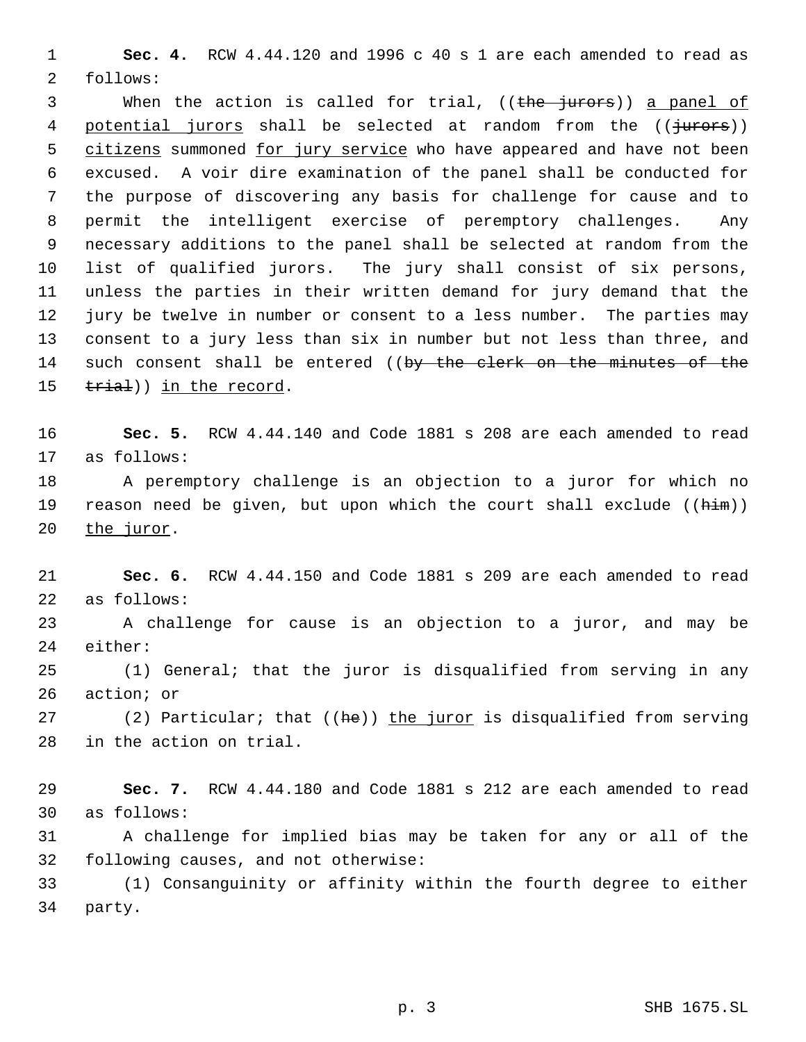**Sec. 4.** RCW 4.44.120 and 1996 c 40 s 1 are each amended to read as follows:

When the action is called for trial, ((~~the jurors~~)) <u>a panel of potential jurors</u> shall be selected at random from the ((~~jurors~~)) <u>citizens</u> summoned <u>for jury service</u> who have appeared and have not been excused. A voir dire examination of the panel shall be conducted for the purpose of discovering any basis for challenge for cause and to permit the intelligent exercise of peremptory challenges. Any necessary additions to the panel shall be selected at random from the list of qualified jurors. The jury shall consist of six persons, unless the parties in their written demand for jury demand that the jury be twelve in number or consent to a less number. The parties may consent to a jury less than six in number but not less than three, and such consent shall be entered ((~~by the clerk on the minutes of the trial~~)) <u>in the record</u>.

**Sec. 5.** RCW 4.44.140 and Code 1881 s 208 are each amended to read as follows:

A peremptory challenge is an objection to a juror for which no reason need be given, but upon which the court shall exclude ((~~him~~)) <u>the juror</u>.

**Sec. 6.** RCW 4.44.150 and Code 1881 s 209 are each amended to read as follows:

A challenge for cause is an objection to a juror, and may be either:

(1) General; that the juror is disqualified from serving in any action; or

(2) Particular; that ((~~he~~)) <u>the juror</u> is disqualified from serving in the action on trial.

**Sec. 7.** RCW 4.44.180 and Code 1881 s 212 are each amended to read as follows:

A challenge for implied bias may be taken for any or all of the following causes, and not otherwise:

(1) Consanguinity or affinity within the fourth degree to either party.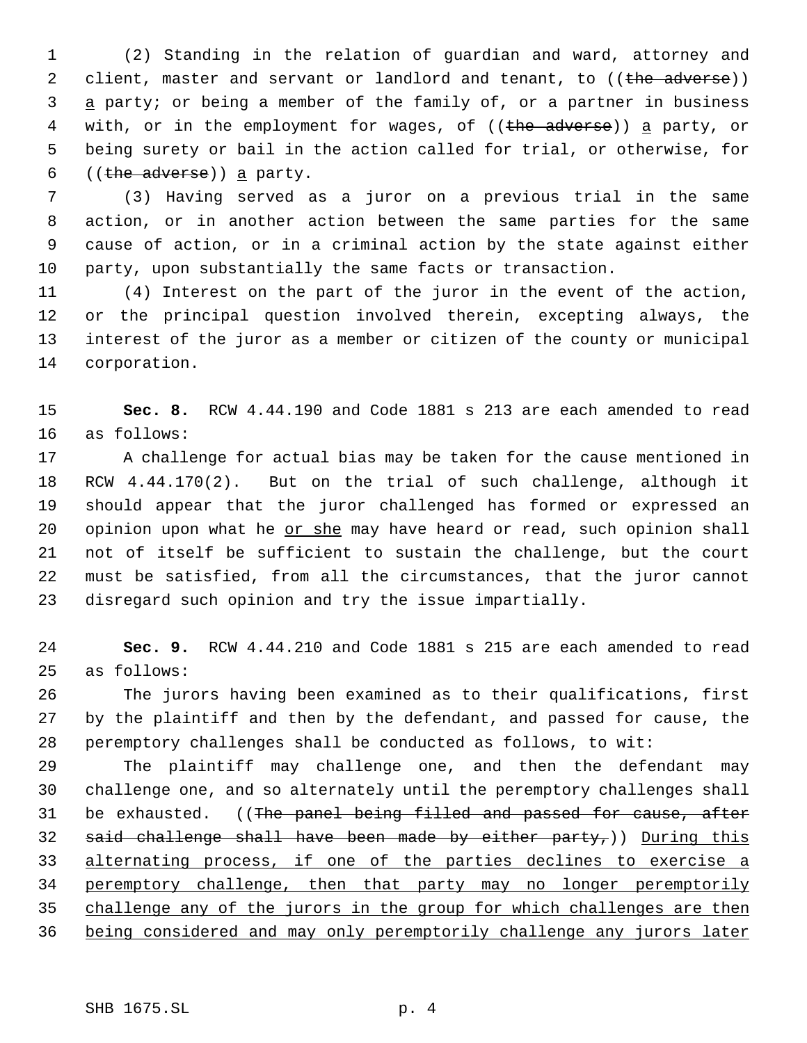(2) Standing in the relation of guardian and ward, attorney and client, master and servant or landlord and tenant, to ((~~the adverse~~)) <u>a</u> party; or being a member of the family of, or a partner in business with, or in the employment for wages, of ((~~the adverse~~)) <u>a</u> party, or being surety or bail in the action called for trial, or otherwise, for ((~~the adverse~~)) <u>a</u> party.

(3) Having served as a juror on a previous trial in the same action, or in another action between the same parties for the same cause of action, or in a criminal action by the state against either party, upon substantially the same facts or transaction.

(4) Interest on the part of the juror in the event of the action, or the principal question involved therein, excepting always, the interest of the juror as a member or citizen of the county or municipal corporation.

**Sec. 8.** RCW 4.44.190 and Code 1881 s 213 are each amended to read as follows:

A challenge for actual bias may be taken for the cause mentioned in RCW 4.44.170(2). But on the trial of such challenge, although it should appear that the juror challenged has formed or expressed an opinion upon what he <u>or she</u> may have heard or read, such opinion shall not of itself be sufficient to sustain the challenge, but the court must be satisfied, from all the circumstances, that the juror cannot disregard such opinion and try the issue impartially.

**Sec. 9.** RCW 4.44.210 and Code 1881 s 215 are each amended to read as follows:

The jurors having been examined as to their qualifications, first by the plaintiff and then by the defendant, and passed for cause, the peremptory challenges shall be conducted as follows, to wit:

The plaintiff may challenge one, and then the defendant may challenge one, and so alternately until the peremptory challenges shall be exhausted. ((~~The panel being filled and passed for cause, after said challenge shall have been made by either party,~~)) <u>During this alternating process, if one of the parties declines to exercise a peremptory challenge, then that party may no longer peremptorily challenge any of the jurors in the group for which challenges are then being considered and may only peremptorily challenge any jurors later</u>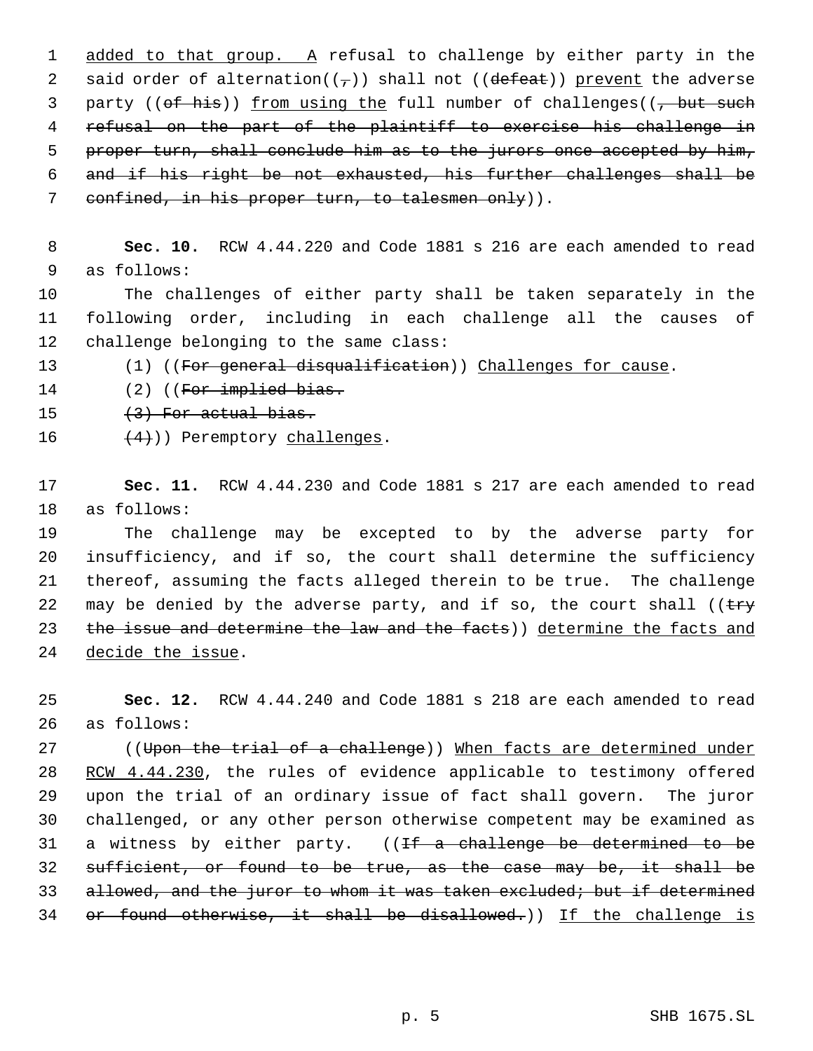added to that group. A refusal to challenge by either party in the said order of alternation((,)) shall not ((defeat)) prevent the adverse party ((of his)) from using the full number of challenges((, but such refusal on the part of the plaintiff to exercise his challenge in proper turn, shall conclude him as to the jurors once accepted by him, and if his right be not exhausted, his further challenges shall be confined, in his proper turn, to talesmen only)).

**Sec. 10.** RCW 4.44.220 and Code 1881 s 216 are each amended to read as follows:

The challenges of either party shall be taken separately in the following order, including in each challenge all the causes of challenge belonging to the same class:

(1) ((For general disqualification)) Challenges for cause.

(2) ((For implied bias.

(3) For actual bias.

(4))) Peremptory challenges.

**Sec. 11.** RCW 4.44.230 and Code 1881 s 217 are each amended to read as follows:

The challenge may be excepted to by the adverse party for insufficiency, and if so, the court shall determine the sufficiency thereof, assuming the facts alleged therein to be true. The challenge may be denied by the adverse party, and if so, the court shall ((try the issue and determine the law and the facts)) determine the facts and decide the issue.

**Sec. 12.** RCW 4.44.240 and Code 1881 s 218 are each amended to read as follows:

((Upon the trial of a challenge)) When facts are determined under RCW 4.44.230, the rules of evidence applicable to testimony offered upon the trial of an ordinary issue of fact shall govern. The juror challenged, or any other person otherwise competent may be examined as a witness by either party. ((If a challenge be determined to be sufficient, or found to be true, as the case may be, it shall be allowed, and the juror to whom it was taken excluded; but if determined or found otherwise, it shall be disallowed.)) If the challenge is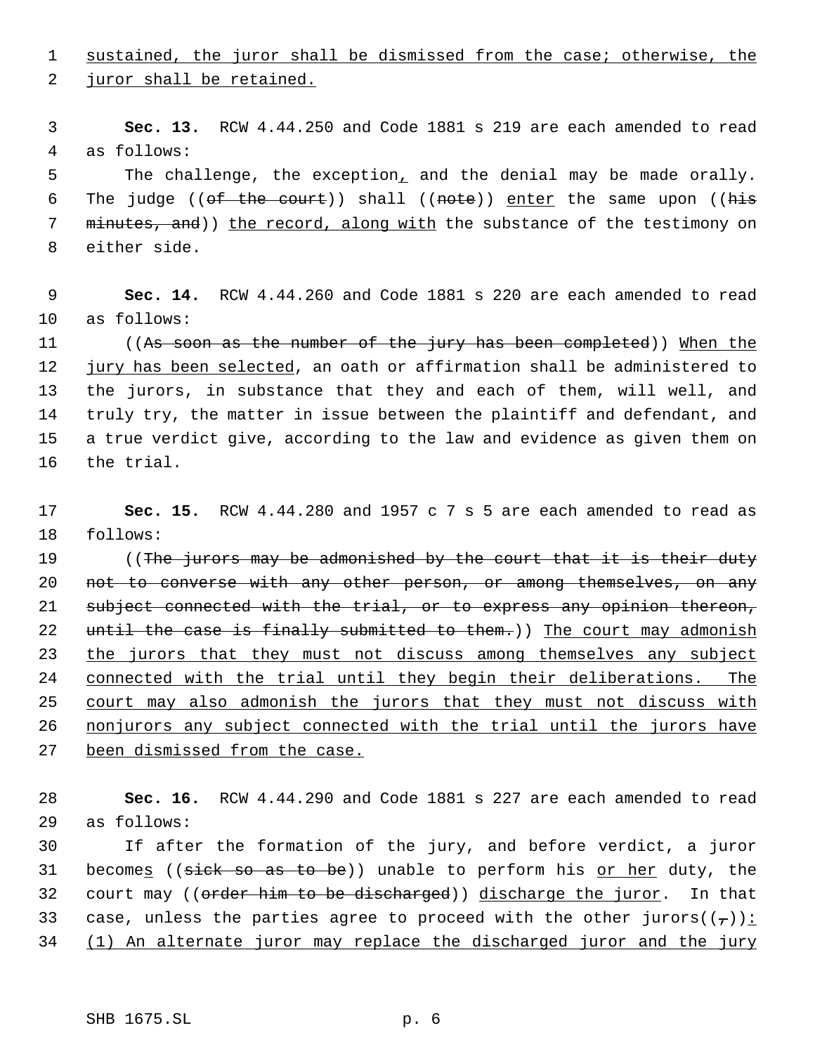sustained, the juror shall be dismissed from the case; otherwise, the juror shall be retained.

**Sec. 13.** RCW 4.44.250 and Code 1881 s 219 are each amended to read as follows:

The challenge, the exception, and the denial may be made orally. The judge ((~~of the court~~)) shall ((~~note~~)) enter the same upon ((~~his minutes, and~~)) the record, along with the substance of the testimony on either side.

**Sec. 14.** RCW 4.44.260 and Code 1881 s 220 are each amended to read as follows:

((~~As soon as the number of the jury has been completed~~)) When the jury has been selected, an oath or affirmation shall be administered to the jurors, in substance that they and each of them, will well, and truly try, the matter in issue between the plaintiff and defendant, and a true verdict give, according to the law and evidence as given them on the trial.

**Sec. 15.** RCW 4.44.280 and 1957 c 7 s 5 are each amended to read as follows:

((~~The jurors may be admonished by the court that it is their duty not to converse with any other person, or among themselves, on any subject connected with the trial, or to express any opinion thereon, until the case is finally submitted to them.~~)) The court may admonish the jurors that they must not discuss among themselves any subject connected with the trial until they begin their deliberations. The court may also admonish the jurors that they must not discuss with nonjurors any subject connected with the trial until the jurors have been dismissed from the case.

**Sec. 16.** RCW 4.44.290 and Code 1881 s 227 are each amended to read as follows:

If after the formation of the jury, and before verdict, a juror becomes ((~~sick so as to be~~)) unable to perform his or her duty, the court may ((~~order him to be discharged~~)) discharge the juror. In that case, unless the parties agree to proceed with the other jurors((~~,~~)): (1) An alternate juror may replace the discharged juror and the jury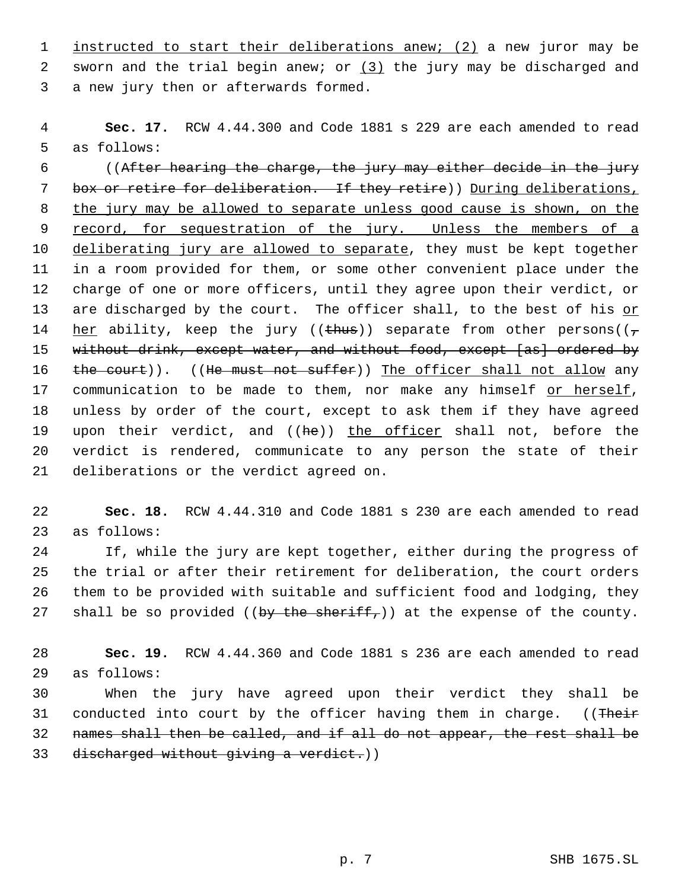instructed to start their deliberations anew; (2) a new juror may be sworn and the trial begin anew; or (3) the jury may be discharged and a new jury then or afterwards formed.

**Sec. 17.** RCW 4.44.300 and Code 1881 s 229 are each amended to read as follows:

((After hearing the charge, the jury may either decide in the jury box or retire for deliberation. If they retire)) During deliberations, the jury may be allowed to separate unless good cause is shown, on the record, for sequestration of the jury. Unless the members of a deliberating jury are allowed to separate, they must be kept together in a room provided for them, or some other convenient place under the charge of one or more officers, until they agree upon their verdict, or are discharged by the court. The officer shall, to the best of his or her ability, keep the jury ((thus)) separate from other persons((, without drink, except water, and without food, except [as] ordered by the court)). ((He must not suffer)) The officer shall not allow any communication to be made to them, nor make any himself or herself, unless by order of the court, except to ask them if they have agreed upon their verdict, and ((he)) the officer shall not, before the verdict is rendered, communicate to any person the state of their deliberations or the verdict agreed on.

**Sec. 18.** RCW 4.44.310 and Code 1881 s 230 are each amended to read as follows:

If, while the jury are kept together, either during the progress of the trial or after their retirement for deliberation, the court orders them to be provided with suitable and sufficient food and lodging, they shall be so provided ((by the sheriff,)) at the expense of the county.

**Sec. 19.** RCW 4.44.360 and Code 1881 s 236 are each amended to read as follows:

When the jury have agreed upon their verdict they shall be conducted into court by the officer having them in charge. ((Their names shall then be called, and if all do not appear, the rest shall be discharged without giving a verdict.))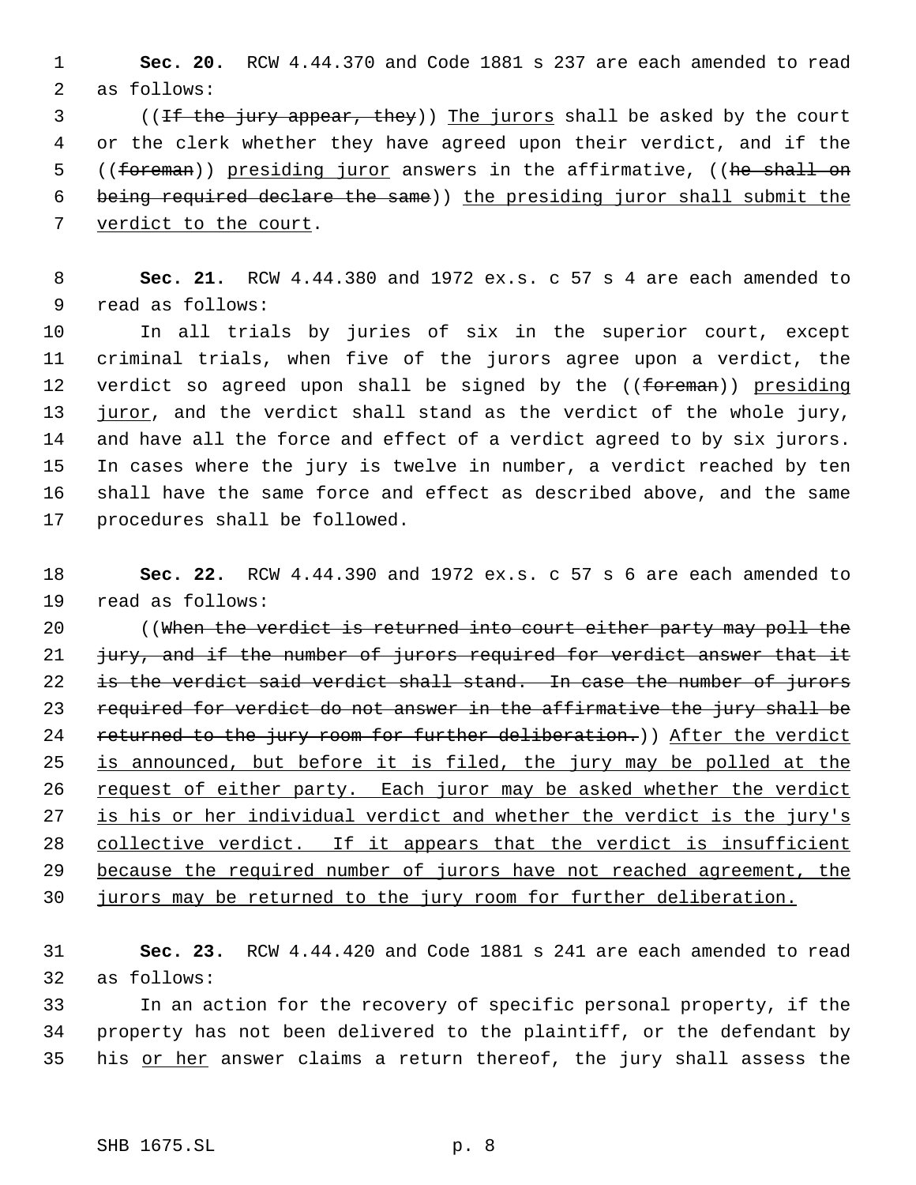**Sec. 20.** RCW 4.44.370 and Code 1881 s 237 are each amended to read as follows:

((~~If the jury appear, they~~)) The jurors shall be asked by the court or the clerk whether they have agreed upon their verdict, and if the ((~~foreman~~)) presiding juror answers in the affirmative, ((~~he shall on being required declare the same~~)) the presiding juror shall submit the verdict to the court.

**Sec. 21.** RCW 4.44.380 and 1972 ex.s. c 57 s 4 are each amended to read as follows:

In all trials by juries of six in the superior court, except criminal trials, when five of the jurors agree upon a verdict, the verdict so agreed upon shall be signed by the ((~~foreman~~)) presiding juror, and the verdict shall stand as the verdict of the whole jury, and have all the force and effect of a verdict agreed to by six jurors. In cases where the jury is twelve in number, a verdict reached by ten shall have the same force and effect as described above, and the same procedures shall be followed.

**Sec. 22.** RCW 4.44.390 and 1972 ex.s. c 57 s 6 are each amended to read as follows:

((~~When the verdict is returned into court either party may poll the jury, and if the number of jurors required for verdict answer that it is the verdict said verdict shall stand. In case the number of jurors required for verdict do not answer in the affirmative the jury shall be returned to the jury room for further deliberation.~~)) After the verdict is announced, but before it is filed, the jury may be polled at the request of either party. Each juror may be asked whether the verdict is his or her individual verdict and whether the verdict is the jury's collective verdict. If it appears that the verdict is insufficient because the required number of jurors have not reached agreement, the jurors may be returned to the jury room for further deliberation.

**Sec. 23.** RCW 4.44.420 and Code 1881 s 241 are each amended to read as follows:

In an action for the recovery of specific personal property, if the property has not been delivered to the plaintiff, or the defendant by his or her answer claims a return thereof, the jury shall assess the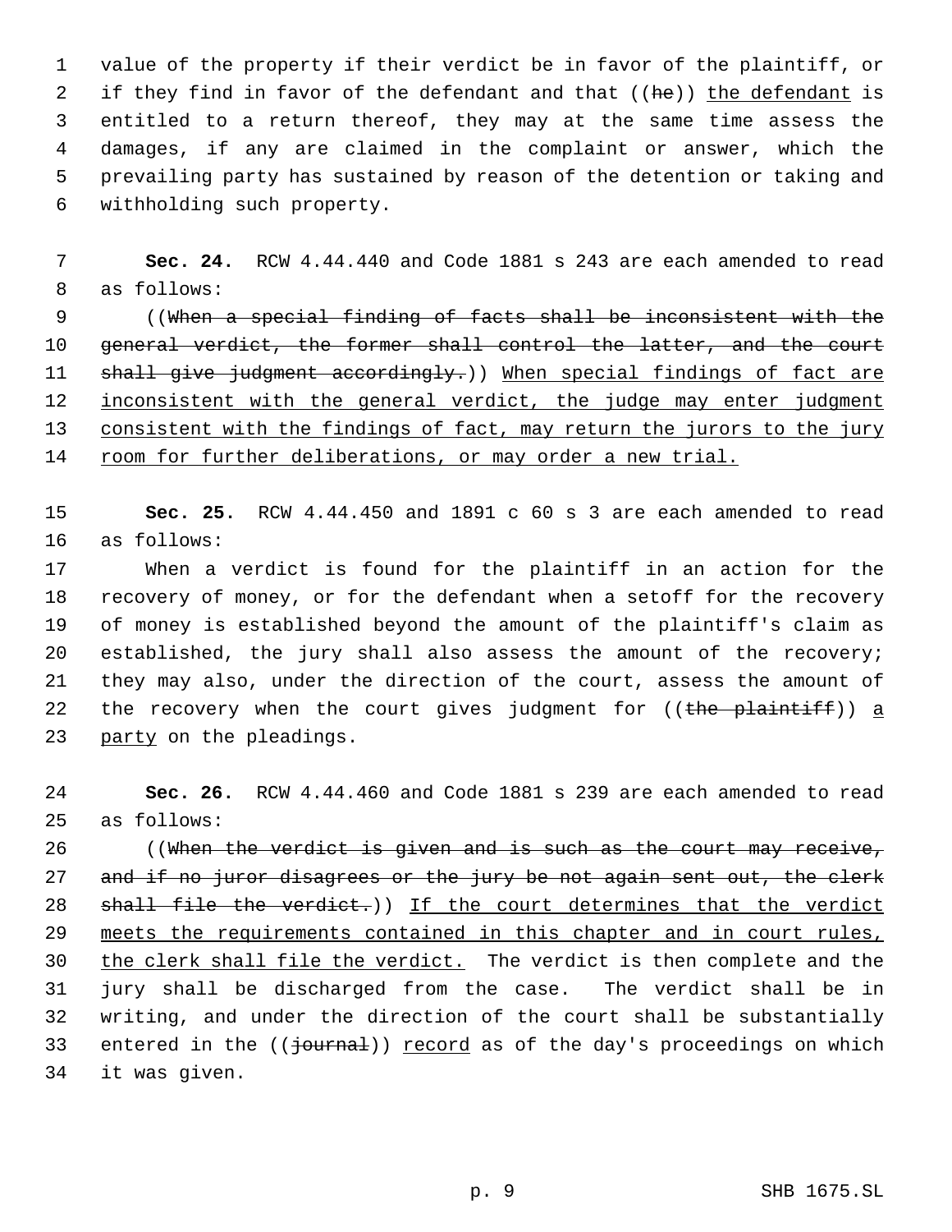value of the property if their verdict be in favor of the plaintiff, or if they find in favor of the defendant and that ((~~he~~)) the defendant is entitled to a return thereof, they may at the same time assess the damages, if any are claimed in the complaint or answer, which the prevailing party has sustained by reason of the detention or taking and withholding such property.

**Sec. 24.** RCW 4.44.440 and Code 1881 s 243 are each amended to read as follows:

((~~When a special finding of facts shall be inconsistent with the general verdict, the former shall control the latter, and the court shall give judgment accordingly.~~)) When special findings of fact are inconsistent with the general verdict, the judge may enter judgment consistent with the findings of fact, may return the jurors to the jury room for further deliberations, or may order a new trial.

**Sec. 25.** RCW 4.44.450 and 1891 c 60 s 3 are each amended to read as follows:

When a verdict is found for the plaintiff in an action for the recovery of money, or for the defendant when a setoff for the recovery of money is established beyond the amount of the plaintiff's claim as established, the jury shall also assess the amount of the recovery; they may also, under the direction of the court, assess the amount of the recovery when the court gives judgment for ((~~the plaintiff~~)) a party on the pleadings.

**Sec. 26.** RCW 4.44.460 and Code 1881 s 239 are each amended to read as follows:

((~~When the verdict is given and is such as the court may receive, and if no juror disagrees or the jury be not again sent out, the clerk shall file the verdict.~~)) If the court determines that the verdict meets the requirements contained in this chapter and in court rules, the clerk shall file the verdict. The verdict is then complete and the jury shall be discharged from the case. The verdict shall be in writing, and under the direction of the court shall be substantially entered in the ((~~journal~~)) record as of the day's proceedings on which it was given.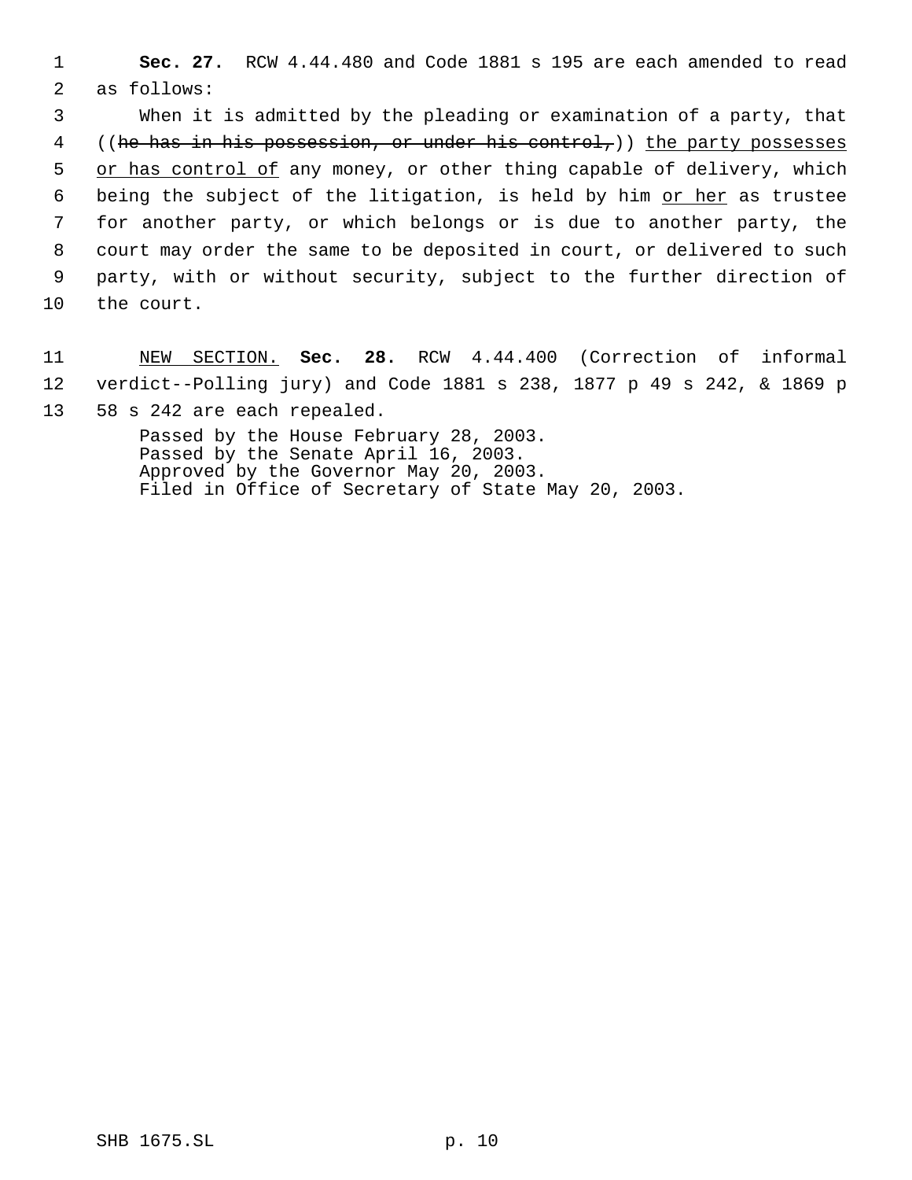**Sec. 27.** RCW 4.44.480 and Code 1881 s 195 are each amended to read as follows:

When it is admitted by the pleading or examination of a party, that ((~~he has in his possession, or under his control,~~)) <u>the party possesses or has control of</u> any money, or other thing capable of delivery, which being the subject of the litigation, is held by him <u>or her</u> as trustee for another party, or which belongs or is due to another party, the court may order the same to be deposited in court, or delivered to such party, with or without security, subject to the further direction of the court.

<u>NEW SECTION.</u> **Sec. 28.** RCW 4.44.400 (Correction of informal verdict--Polling jury) and Code 1881 s 238, 1877 p 49 s 242, & 1869 p 58 s 242 are each repealed.

Passed by the House February 28, 2003.
Passed by the Senate April 16, 2003.
Approved by the Governor May 20, 2003.
Filed in Office of Secretary of State May 20, 2003.